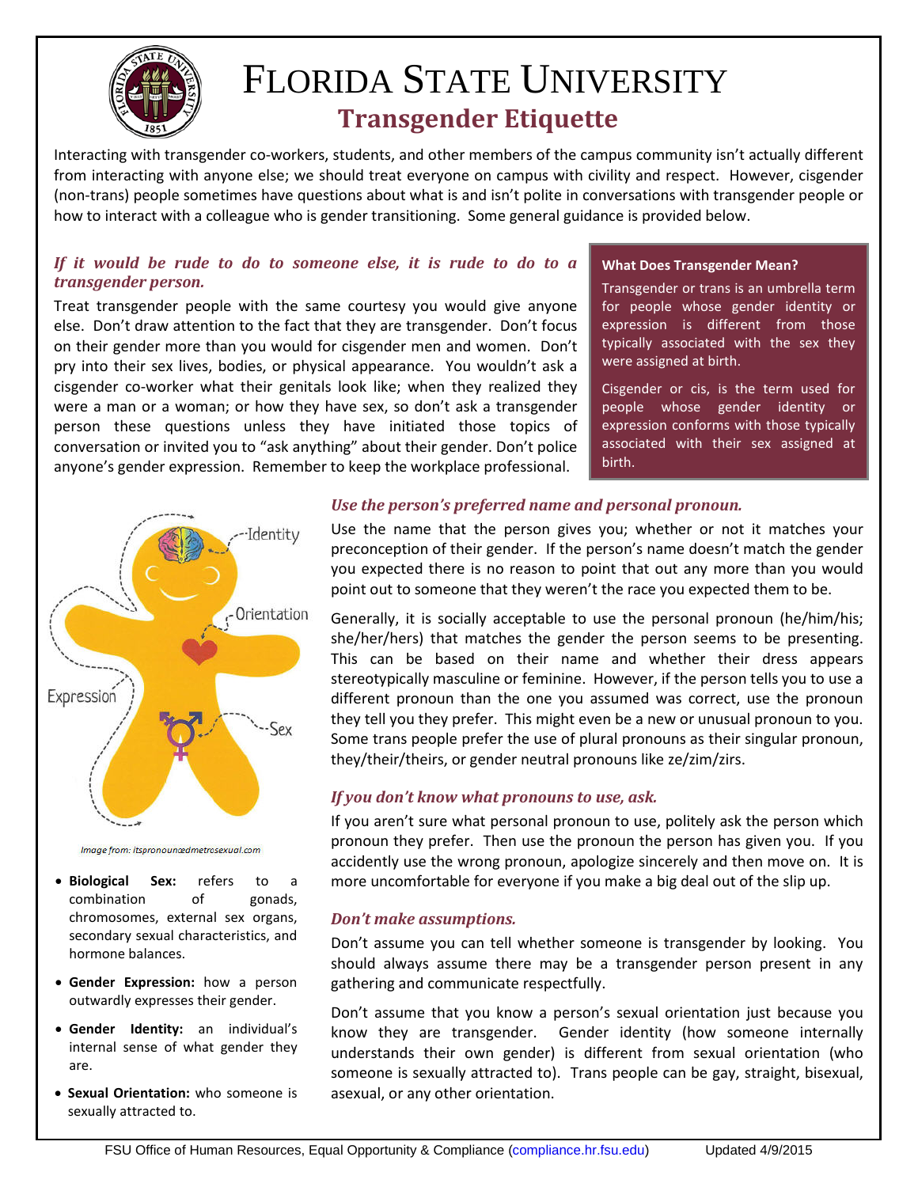# FLORIDA STATE UNIVERSITY

## Transgender Etiquette

Interacting with transgender co-workers, students, and other members of the campus community isn't actually different from interacting with anyone else; we should treat everyone on campus with civility and respect. However, cisgender (non-trans) people sometimes have questions about what is and isn't polite in conversations with transgender people or how to interact with a colleague who is gender transitioning. Some general guidance is provided below.

### *If it would be rude to do to someone else, it is rude to do to a transgender person.*

Treat transgender people with the same courtesy you would give anyone else. Don't draw attention to the fact that they are transgender. Don't focus on their gender more than you would for cisgender men and women. Don't pry into their sex lives, bodies, or physical appearance. You wouldn't ask a cisgender co-worker what their genitals look like; when they realized they were a man or a woman; or how they have sex, so don't ask a transgender person these questions unless they have initiated those topics of conversation or invited you to "ask anything" about their gender. Don't police anyone's gender expression. Remember to keep the workplace professional.

**What Does Transgender Mean?**

Transgender or trans is an umbrella term for people whose gender identity or expression is different from those typically associated with the sex they were assigned at birth.

Cisgender or cis, is the term used for people whose gender identity or expression conforms with those typically associated with their sex assigned at birth.

Identity

Orientation

Expression

Sex

*Image from: itspronouncedmetrosexual.com*

- **Biological Sex:** refers to a combination of gonads, chromosomes, external sex organs, secondary sexual characteristics, and hormone balances.
- **Gender Expression:** how a person outwardly expresses their gender.
- **Gender Identity:** an individual's internal sense of what gender they are.
- **Sexual Orientation:** who someone is sexually attracted to.

### *Use the person's preferred name and personal pronoun.*

Use the name that the person gives you; whether or not it matches your preconception of their gender. If the person's name doesn't match the gender you expected there is no reason to point that out any more than you would point out to someone that they weren't the race you expected them to be.

Generally, it is socially acceptable to use the personal pronoun (he/him/his; she/her/hers) that matches the gender the person seems to be presenting. This can be based on their name and whether their dress appears stereotypically masculine or feminine. However, if the person tells you to use a different pronoun than the one you assumed was correct, use the pronoun they tell you they prefer. This might even be a new or unusual pronoun to you. Some trans people prefer the use of plural pronouns as their singular pronoun, they/their/theirs, or gender neutral pronouns like ze/zim/zirs.

### *If you don't know what pronouns to use, ask.*

If you aren't sure what personal pronoun to use, politely ask the person which pronoun they prefer. Then use the pronoun the person has given you. If you accidently use the wrong pronoun, apologize sincerely and then move on. It is more uncomfortable for everyone if you make a big deal out of the slip up.

### *Don't make assumptions.*

Don't assume you can tell whether someone is transgender by looking. You should always assume there may be a transgender person present in any gathering and communicate respectfully.

Don't assume that you know a person's sexual orientation just because you know they are transgender. Gender identity (how someone internally understands their own gender) is different from sexual orientation (who someone is sexually attracted to). Trans people can be gay, straight, bisexual, asexual, or any other orientation.

FSU Office of Human Resources, Equal Opportunity & Compliance (compliance.hr.fsu.edu) Updated 4/9/2015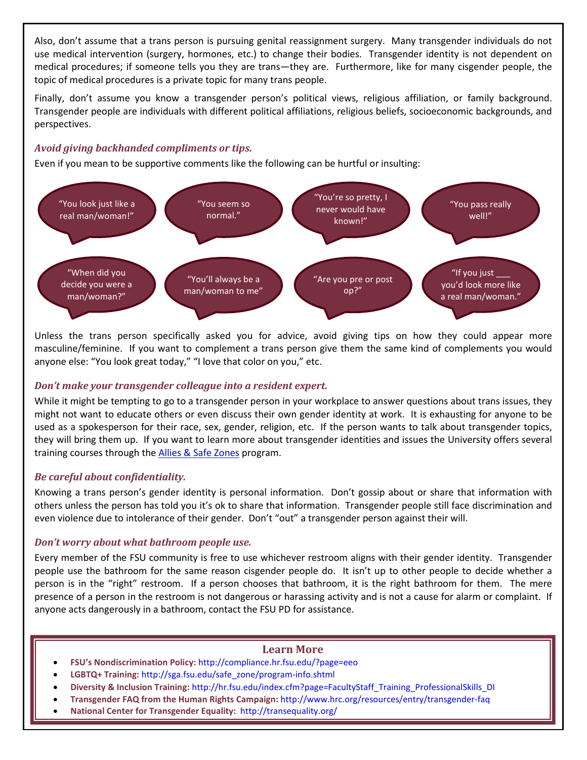Also, don't assume that a trans person is pursuing genital reassignment surgery. Many transgender individuals do not use medical intervention (surgery, hormones, etc.) to change their bodies. Transgender identity is not dependent on medical procedures; if someone tells you they are trans—they are. Furthermore, like for many cisgender people, the topic of medical procedures is a private topic for many trans people.

Finally, don't assume you know a transgender person's political views, religious affiliation, or family background. Transgender people are individuals with different political affiliations, religious beliefs, socioeconomic backgrounds, and perspectives.

### *Avoid giving backhanded compliments or tips.*

Even if you mean to be supportive comments like the following can be hurtful or insulting:

- "You look just like a real man/woman!"
- "You seem so normal."
- "You're so pretty, I never would have known!"
- "You pass really well!"
- "When did you decide you were a man/woman?"
- "You'll always be a man/woman to me"
- "Are you pre or post op?"
- "If you just ___ you'd look more like a real man/woman."

Unless the trans person specifically asked you for advice, avoid giving tips on how they could appear more masculine/feminine. If you want to complement a trans person give them the same kind of complements you would anyone else: "You look great today," "I love that color on you," etc.

### *Don't make your transgender colleague into a resident expert.*

While it might be tempting to go to a transgender person in your workplace to answer questions about trans issues, they might not want to educate others or even discuss their own gender identity at work. It is exhausting for anyone to be used as a spokesperson for their race, sex, gender, religion, etc. If the person wants to talk about transgender topics, they will bring them up. If you want to learn more about transgender identities and issues the University offers several training courses through the Allies & Safe Zones program.

### *Be careful about confidentiality.*

Knowing a trans person's gender identity is personal information. Don't gossip about or share that information with others unless the person has told you it's ok to share that information. Transgender people still face discrimination and even violence due to intolerance of their gender. Don't "out" a transgender person against their will.

### *Don't worry about what bathroom people use.*

Every member of the FSU community is free to use whichever restroom aligns with their gender identity. Transgender people use the bathroom for the same reason cisgender people do. It isn't up to other people to decide whether a person is in the "right" restroom. If a person chooses that bathroom, it is the right bathroom for them. The mere presence of a person in the restroom is not dangerous or harassing activity and is not a cause for alarm or complaint. If anyone acts dangerously in a bathroom, contact the FSU PD for assistance.

## Learn More

- **FSU's Nondiscrimination Policy:** http://compliance.hr.fsu.edu/?page=eeo
- **LGBTQ+ Training:** http://sga.fsu.edu/safe_zone/program-info.shtml
- **Diversity & Inclusion Training:** http://hr.fsu.edu/index.cfm?page=FacultyStaff_Training_ProfessionalSkills_DI
- **Transgender FAQ from the Human Rights Campaign:** http://www.hrc.org/resources/entry/transgender-faq
- **National Center for Transgender Equality:** http://transequality.org/